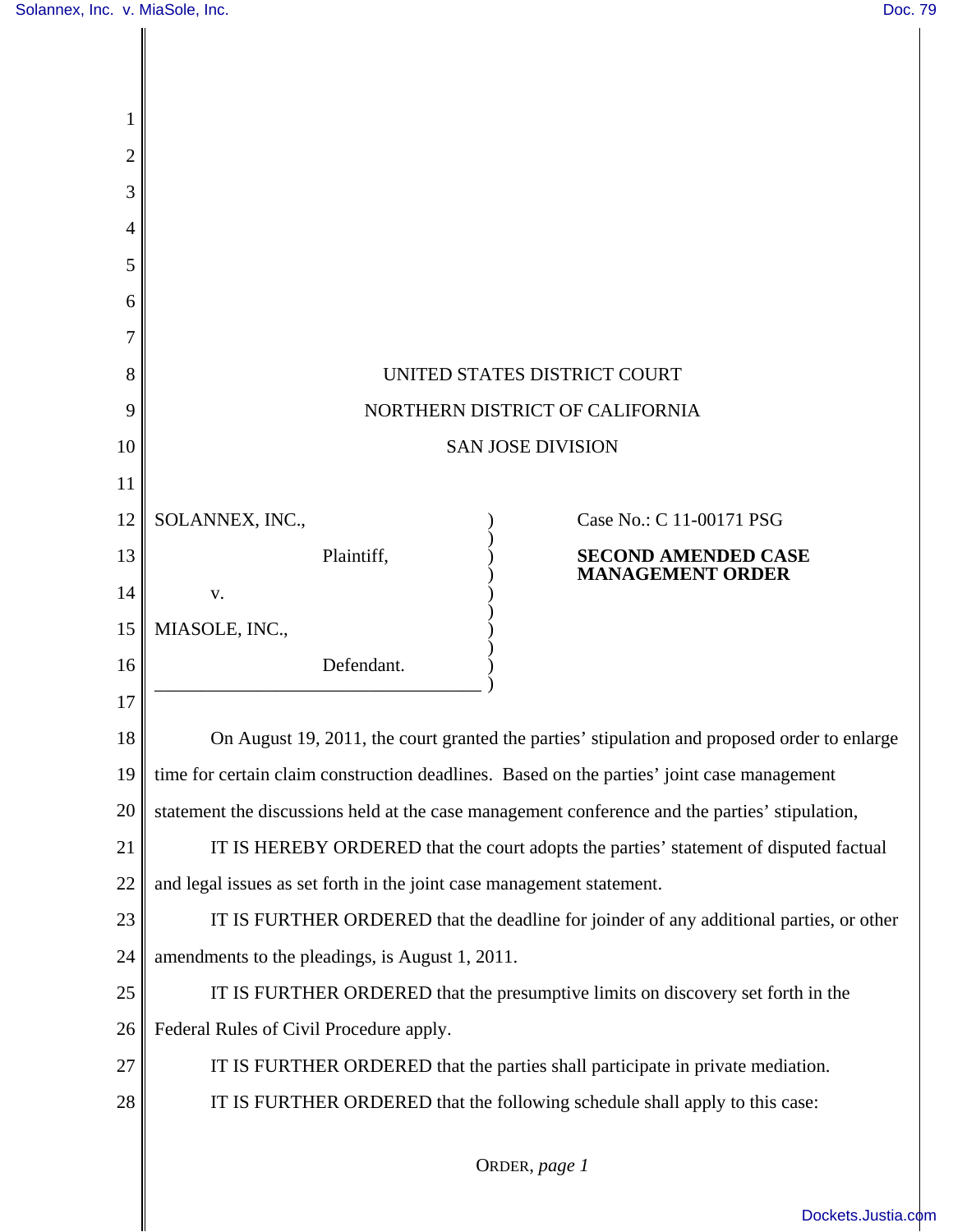UNITED STATES DISTRICT COURT

NORTHERN DISTRICT OF CALIFORNIA

SAN JOSE DIVISION

SOLANNEX, INC.,

Plaintiff,

v.

MIASOLE, INC.,

Defendant.

Case No.: C 11-00171 PSG

**SECOND AMENDED CASE MANAGEMENT ORDER**

On August 19, 2011, the court granted the parties' stipulation and proposed order to enlarge time for certain claim construction deadlines. Based on the parties' joint case management statement the discussions held at the case management conference and the parties' stipulation,

IT IS HEREBY ORDERED that the court adopts the parties' statement of disputed factual and legal issues as set forth in the joint case management statement.

IT IS FURTHER ORDERED that the deadline for joinder of any additional parties, or other amendments to the pleadings, is August 1, 2011.

IT IS FURTHER ORDERED that the presumptive limits on discovery set forth in the Federal Rules of Civil Procedure apply.

IT IS FURTHER ORDERED that the parties shall participate in private mediation.

IT IS FURTHER ORDERED that the following schedule shall apply to this case: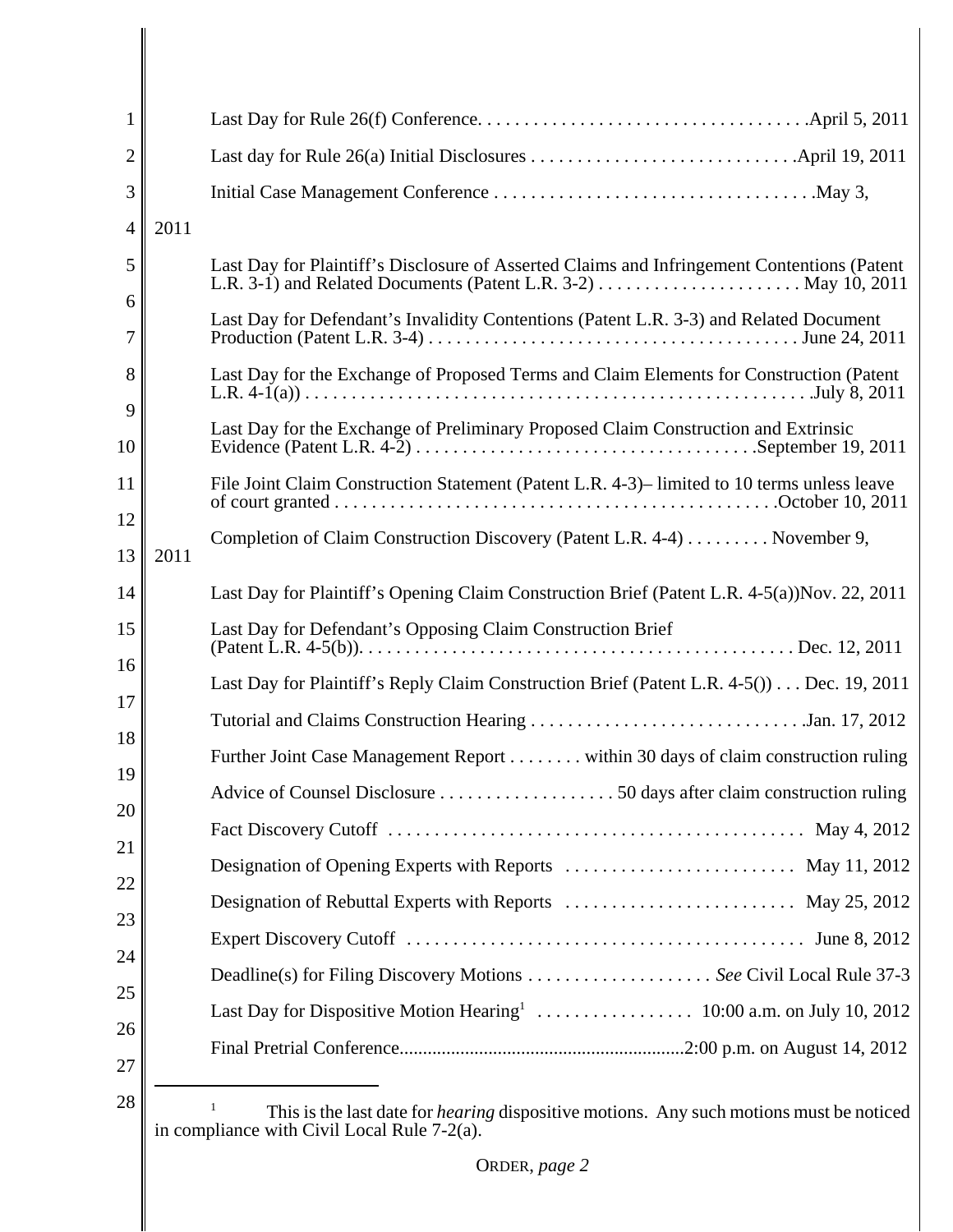| Event | Deadline |
| --- | --- |
| Last Day for Rule 26(f) Conference | April 5, 2011 |
| Last day for Rule 26(a) Initial Disclosures | April 19, 2011 |
| Initial Case Management Conference | May 3, 2011 |
| Last Day for Plaintiff's Disclosure of Asserted Claims and Infringement Contentions (Patent L.R. 3-1) and Related Documents (Patent L.R. 3-2) | May 10, 2011 |
| Last Day for Defendant's Invalidity Contentions (Patent L.R. 3-3) and Related Document Production (Patent L.R. 3-4) | June 24, 2011 |
| Last Day for the Exchange of Proposed Terms and Claim Elements for Construction (Patent L.R. 4-1(a)) | July 8, 2011 |
| Last Day for the Exchange of Preliminary Proposed Claim Construction and Extrinsic Evidence (Patent L.R. 4-2) | September 19, 2011 |
| File Joint Claim Construction Statement (Patent L.R. 4-3)– limited to 10 terms unless leave of court granted | October 10, 2011 |
| Completion of Claim Construction Discovery (Patent L.R. 4-4) | November 9, 2011 |
| Last Day for Plaintiff's Opening Claim Construction Brief (Patent L.R. 4-5(a)) | Nov. 22, 2011 |
| Last Day for Defendant's Opposing Claim Construction Brief (Patent L.R. 4-5(b)) | Dec. 12, 2011 |
| Last Day for Plaintiff's Reply Claim Construction Brief (Patent L.R. 4-5()) | Dec. 19, 2011 |
| Tutorial and Claims Construction Hearing | Jan. 17, 2012 |
| Further Joint Case Management Report | within 30 days of claim construction ruling |
| Advice of Counsel Disclosure | 50 days after claim construction ruling |
| Fact Discovery Cutoff | May 4, 2012 |
| Designation of Opening Experts with Reports | May 11, 2012 |
| Designation of Rebuttal Experts with Reports | May 25, 2012 |
| Expert Discovery Cutoff | June 8, 2012 |
| Deadline(s) for Filing Discovery Motions | *See* Civil Local Rule 37-3 |
| Last Day for Dispositive Motion Hearing[1] | 10:00 a.m. on July 10, 2012 |
| Final Pretrial Conference | 2:00 p.m. on August 14, 2012 |

[1] This is the last date for *hearing* dispositive motions. Any such motions must be noticed in compliance with Civil Local Rule 7-2(a).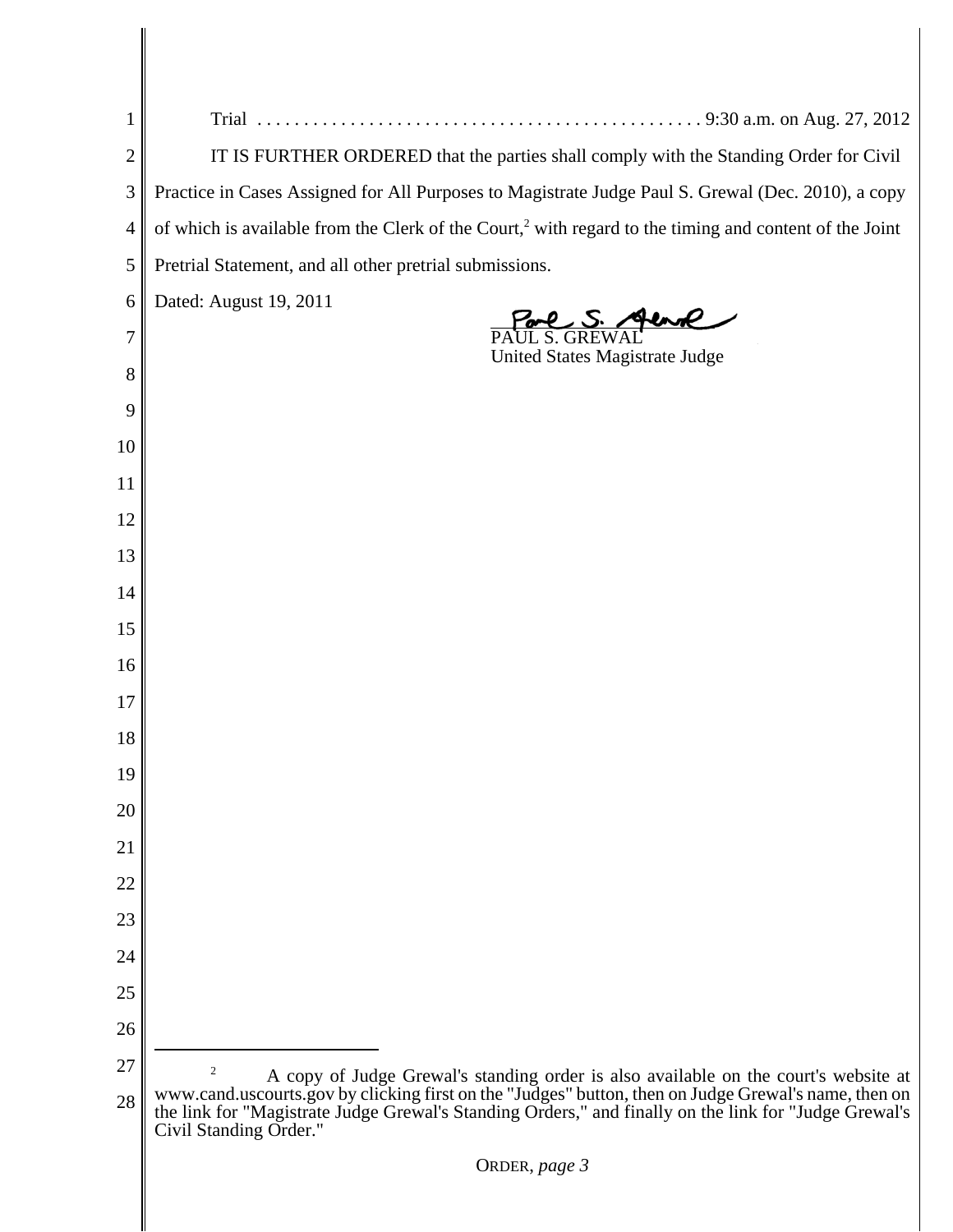Trial . . . . . . . . . . . . . . . . . . . . . . . . . . . . . . . . . . . . . . . . . . . . . . . 9:30 a.m. on Aug. 27, 2012

IT IS FURTHER ORDERED that the parties shall comply with the Standing Order for Civil Practice in Cases Assigned for All Purposes to Magistrate Judge Paul S. Grewal (Dec. 2010), a copy of which is available from the Clerk of the Court,[2] with regard to the timing and content of the Joint Pretrial Statement, and all other pretrial submissions.

Dated: August 19, 2011

PAUL S. GREWAL
United States Magistrate Judge

---

[2] A copy of Judge Grewal's standing order is also available on the court's website at www.cand.uscourts.gov by clicking first on the "Judges" button, then on Judge Grewal's name, then on the link for "Magistrate Judge Grewal's Standing Orders," and finally on the link for "Judge Grewal's Civil Standing Order."